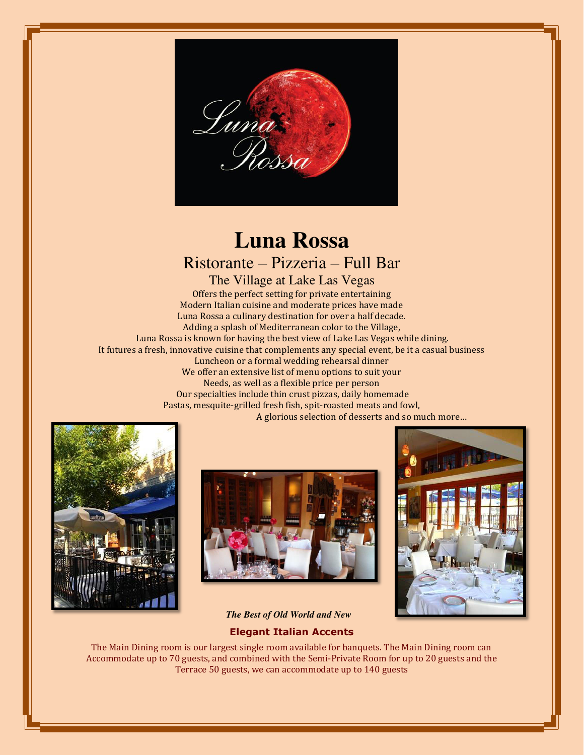# Luna Rossa

## Ristorante – Pizzeria – Full Bar

### The Village at Lake Las Vegas

Offers the perfect setting for private entertaining
Modern Italian cuisine and moderate prices have made
Luna Rossa a culinary destination for over a half decade.
Adding a splash of Mediterranean color to the Village,
Luna Rossa is known for having the best view of Lake Las Vegas while dining.
It futures a fresh, innovative cuisine that complements any special event, be it a casual business
Luncheon or a formal wedding rehearsal dinner
We offer an extensive list of menu options to suit your
Needs, as well as a flexible price per person
Our specialties include thin crust pizzas, daily homemade
Pastas, mesquite-grilled fresh fish, spit-roasted meats and fowl,
A glorious selection of desserts and so much more…

***The Best of Old World and New***

**Elegant Italian Accents**

The Main Dining room is our largest single room available for banquets. The Main Dining room can Accommodate up to 70 guests, and combined with the Semi-Private Room for up to 20 guests and the Terrace 50 guests, we can accommodate up to 140 guests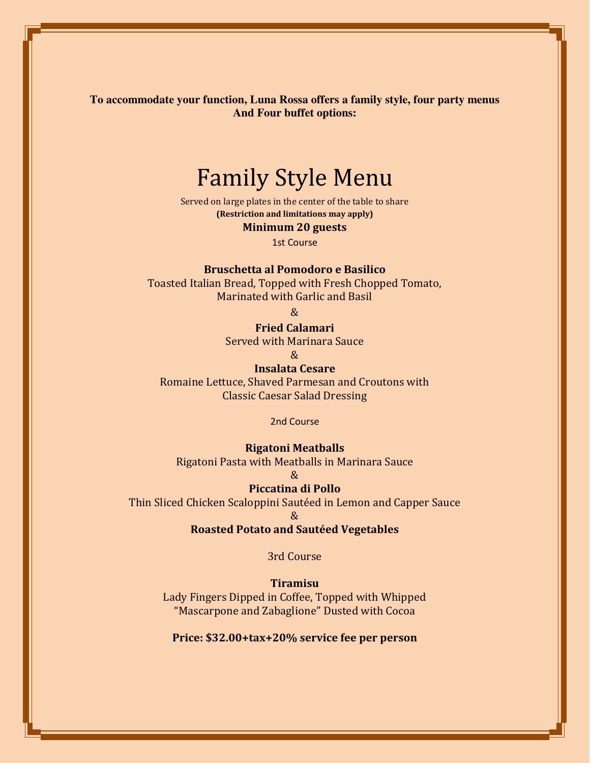**To accommodate your function, Luna Rossa offers a family style, four party menus And Four buffet options:**

# Family Style Menu

Served on large plates in the center of the table to share

**(Restriction and limitations may apply)**

**Minimum 20 guests**

1st Course

**Bruschetta al Pomodoro e Basilico**
Toasted Italian Bread, Topped with Fresh Chopped Tomato, Marinated with Garlic and Basil

&

**Fried Calamari**
Served with Marinara Sauce

&

**Insalata Cesare**
Romaine Lettuce, Shaved Parmesan and Croutons with Classic Caesar Salad Dressing

2nd Course

**Rigatoni Meatballs**
Rigatoni Pasta with Meatballs in Marinara Sauce

&

**Piccatina di Pollo**
Thin Sliced Chicken Scaloppini Sautéed in Lemon and Capper Sauce

&

**Roasted Potato and Sautéed Vegetables**

3rd Course

**Tiramisu**
Lady Fingers Dipped in Coffee, Topped with Whipped "Mascarpone and Zabaglione" Dusted with Cocoa

**Price: $32.00+tax+20% service fee per person**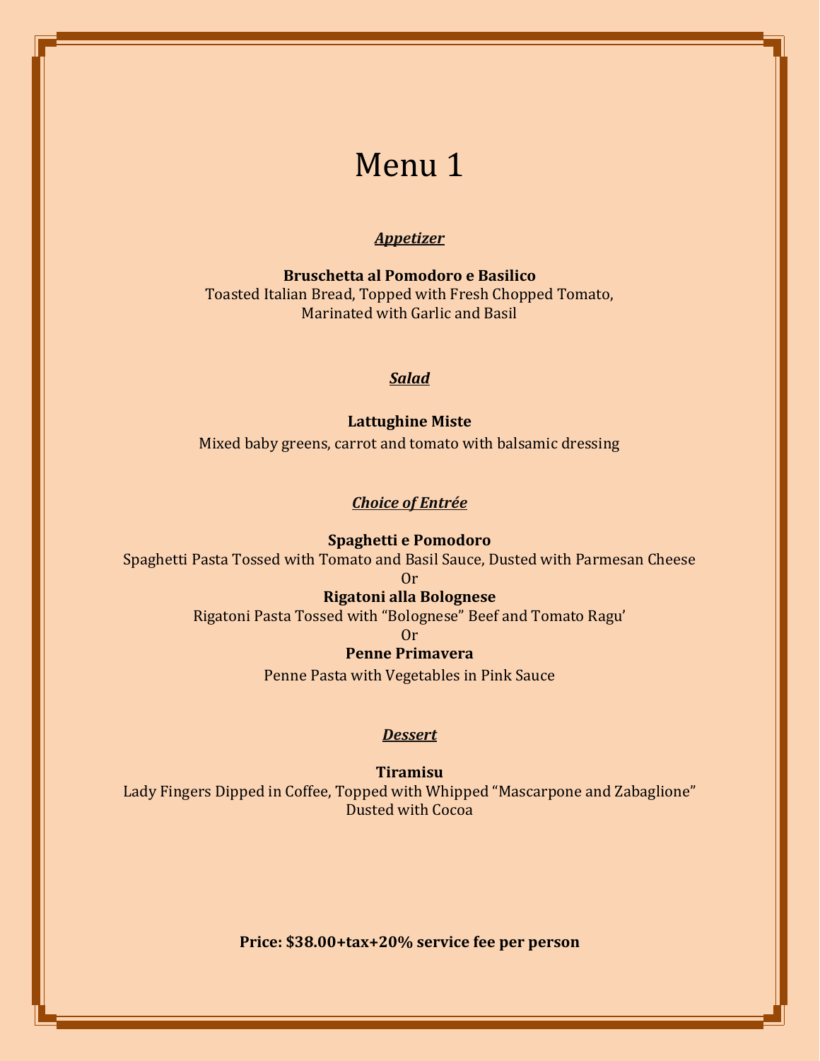# Menu 1

***Appetizer***

**Bruschetta al Pomodoro e Basilico**
Toasted Italian Bread, Topped with Fresh Chopped Tomato,
Marinated with Garlic and Basil

***Salad***

**Lattughine Miste**
Mixed baby greens, carrot and tomato with balsamic dressing

***Choice of Entrée***

**Spaghetti e Pomodoro**
Spaghetti Pasta Tossed with Tomato and Basil Sauce, Dusted with Parmesan Cheese
Or
**Rigatoni alla Bolognese**
Rigatoni Pasta Tossed with "Bolognese" Beef and Tomato Ragu'
Or
**Penne Primavera**
Penne Pasta with Vegetables in Pink Sauce

***Dessert***

**Tiramisu**
Lady Fingers Dipped in Coffee, Topped with Whipped "Mascarpone and Zabaglione"
Dusted with Cocoa

**Price: $38.00+tax+20% service fee per person**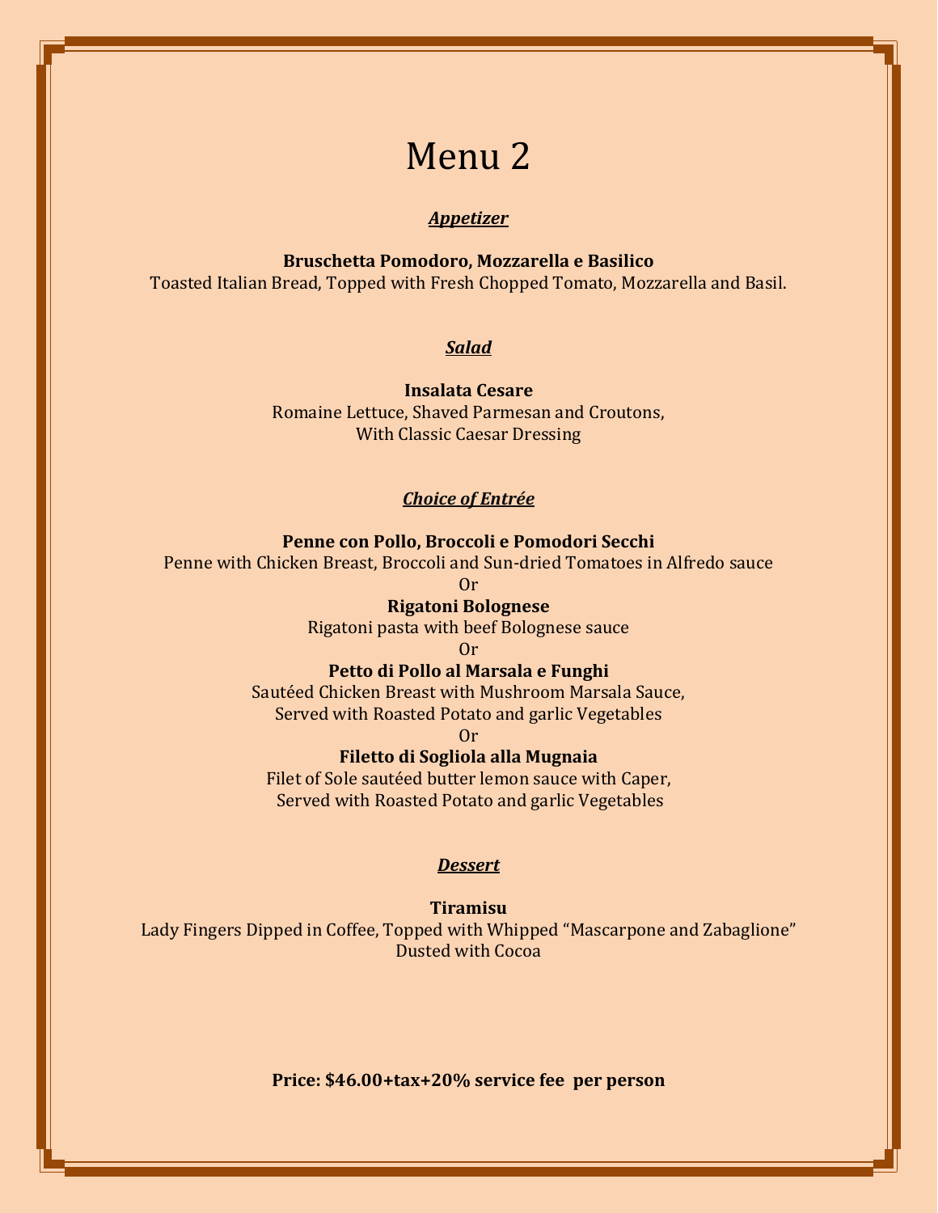# Menu 2

***Appetizer***

**Bruschetta Pomodoro, Mozzarella e Basilico**
Toasted Italian Bread, Topped with Fresh Chopped Tomato, Mozzarella and Basil.

***Salad***

**Insalata Cesare**
Romaine Lettuce, Shaved Parmesan and Croutons,
With Classic Caesar Dressing

***Choice of Entrée***

**Penne con Pollo, Broccoli e Pomodori Secchi**
Penne with Chicken Breast, Broccoli and Sun-dried Tomatoes in Alfredo sauce
Or
**Rigatoni Bolognese**
Rigatoni pasta with beef Bolognese sauce
Or
**Petto di Pollo al Marsala e Funghi**
Sautéed Chicken Breast with Mushroom Marsala Sauce,
Served with Roasted Potato and garlic Vegetables
Or
**Filetto di Sogliola alla Mugnaia**
Filet of Sole sautéed butter lemon sauce with Caper,
Served with Roasted Potato and garlic Vegetables

***Dessert***

**Tiramisu**
Lady Fingers Dipped in Coffee, Topped with Whipped "Mascarpone and Zabaglione"
Dusted with Cocoa

**Price: $46.00+tax+20% service fee per person**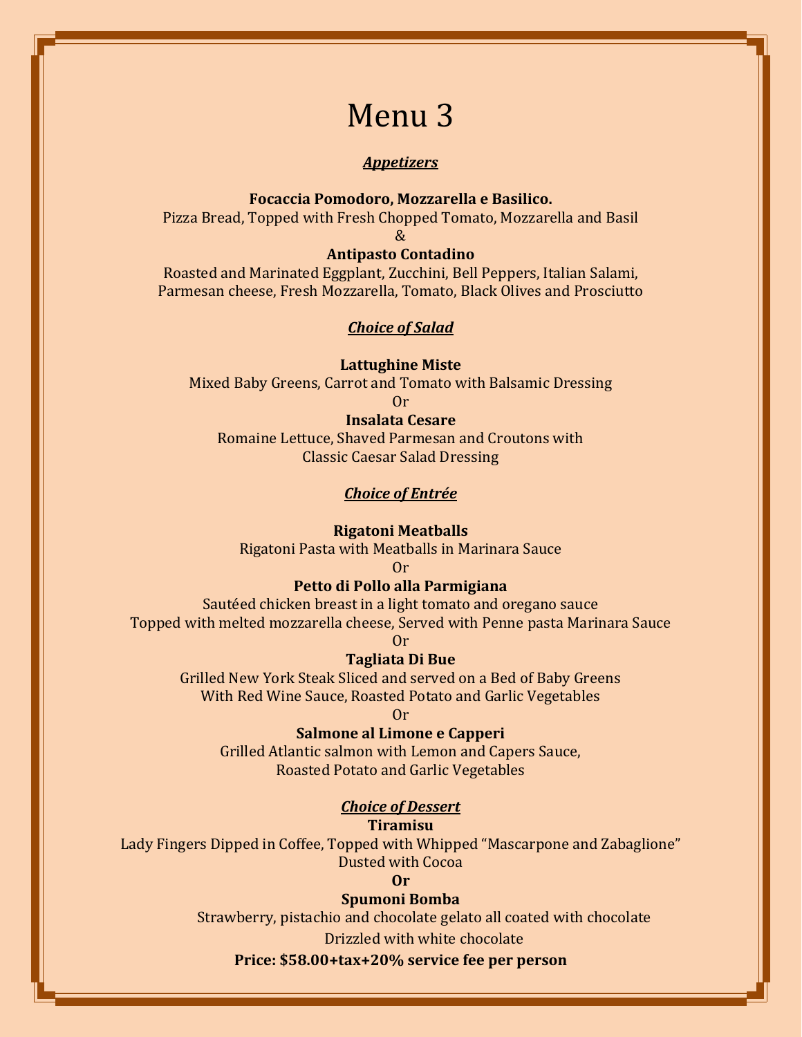# Menu 3

***Appetizers***

**Focaccia Pomodoro, Mozzarella e Basilico.**
Pizza Bread, Topped with Fresh Chopped Tomato, Mozzarella and Basil
&
**Antipasto Contadino**
Roasted and Marinated Eggplant, Zucchini, Bell Peppers, Italian Salami, Parmesan cheese, Fresh Mozzarella, Tomato, Black Olives and Prosciutto

***Choice of Salad***

**Lattughine Miste**
Mixed Baby Greens, Carrot and Tomato with Balsamic Dressing
Or
**Insalata Cesare**
Romaine Lettuce, Shaved Parmesan and Croutons with
Classic Caesar Salad Dressing

***Choice of Entrée***

**Rigatoni Meatballs**
Rigatoni Pasta with Meatballs in Marinara Sauce
Or
**Petto di Pollo alla Parmigiana**
Sautéed chicken breast in a light tomato and oregano sauce
Topped with melted mozzarella cheese, Served with Penne pasta Marinara Sauce
Or
**Tagliata Di Bue**
Grilled New York Steak Sliced and served on a Bed of Baby Greens
With Red Wine Sauce, Roasted Potato and Garlic Vegetables
Or
**Salmone al Limone e Capperi**
Grilled Atlantic salmon with Lemon and Capers Sauce,
Roasted Potato and Garlic Vegetables

***Choice of Dessert***

**Tiramisu**
Lady Fingers Dipped in Coffee, Topped with Whipped "Mascarpone and Zabaglione"
Dusted with Cocoa
**Or**
**Spumoni Bomba**
Strawberry, pistachio and chocolate gelato all coated with chocolate
Drizzled with white chocolate

**Price: $58.00+tax+20% service fee per person**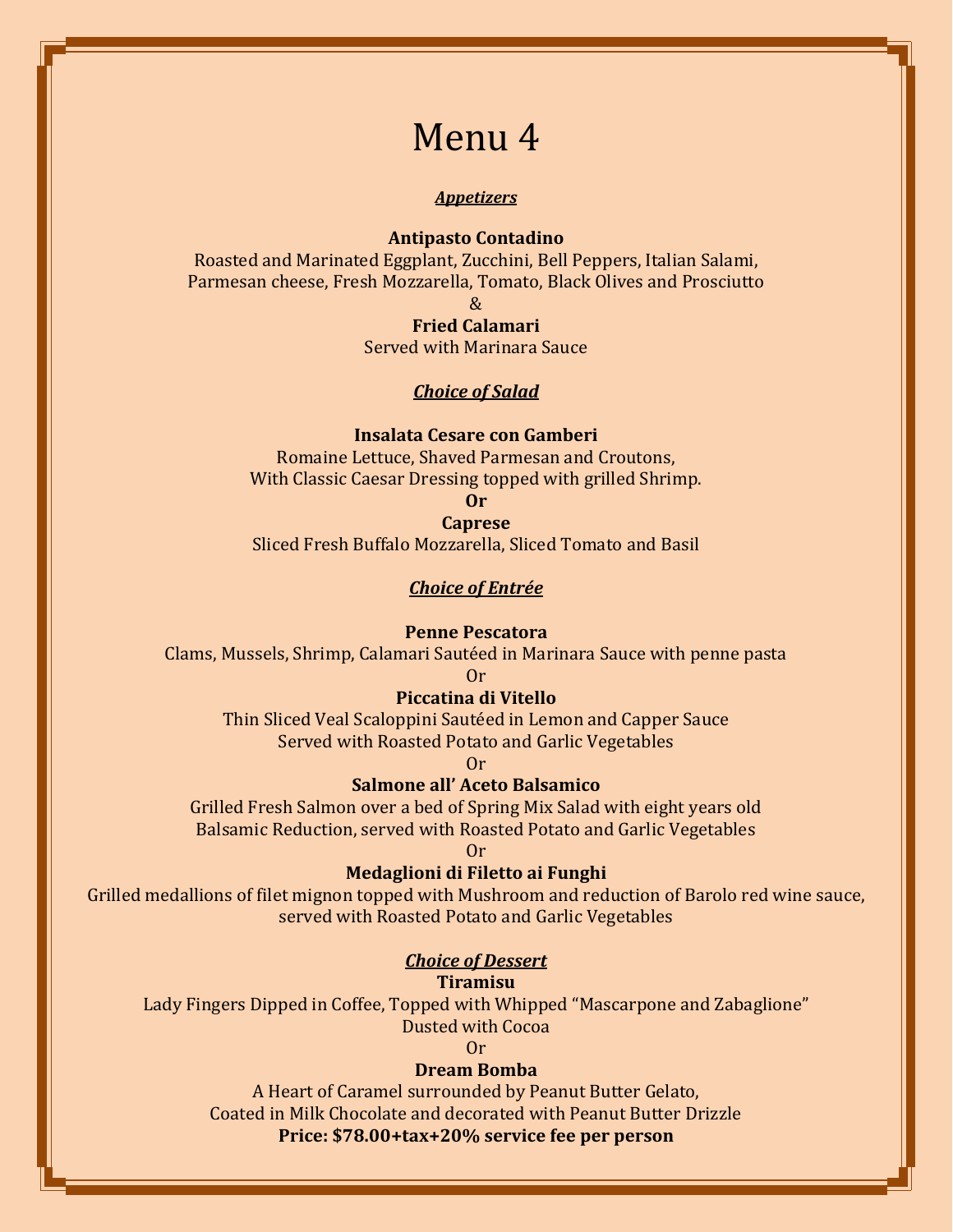# Menu 4

***Appetizers***

**Antipasto Contadino**

Roasted and Marinated Eggplant, Zucchini, Bell Peppers, Italian Salami, Parmesan cheese, Fresh Mozzarella, Tomato, Black Olives and Prosciutto

&

**Fried Calamari**

Served with Marinara Sauce

***Choice of Salad***

**Insalata Cesare con Gamberi**

Romaine Lettuce, Shaved Parmesan and Croutons, With Classic Caesar Dressing topped with grilled Shrimp.

**Or**

**Caprese**

Sliced Fresh Buffalo Mozzarella, Sliced Tomato and Basil

***Choice of Entrée***

**Penne Pescatora**

Clams, Mussels, Shrimp, Calamari Sautéed in Marinara Sauce with penne pasta

Or

**Piccatina di Vitello**

Thin Sliced Veal Scaloppini Sautéed in Lemon and Capper Sauce Served with Roasted Potato and Garlic Vegetables

Or

**Salmone all' Aceto Balsamico**

Grilled Fresh Salmon over a bed of Spring Mix Salad with eight years old Balsamic Reduction, served with Roasted Potato and Garlic Vegetables

Or

**Medaglioni di Filetto ai Funghi**

Grilled medallions of filet mignon topped with Mushroom and reduction of Barolo red wine sauce, served with Roasted Potato and Garlic Vegetables

***Choice of Dessert***

**Tiramisu**

Lady Fingers Dipped in Coffee, Topped with Whipped "Mascarpone and Zabaglione" Dusted with Cocoa

Or

**Dream Bomba**

A Heart of Caramel surrounded by Peanut Butter Gelato, Coated in Milk Chocolate and decorated with Peanut Butter Drizzle

**Price: $78.00+tax+20% service fee per person**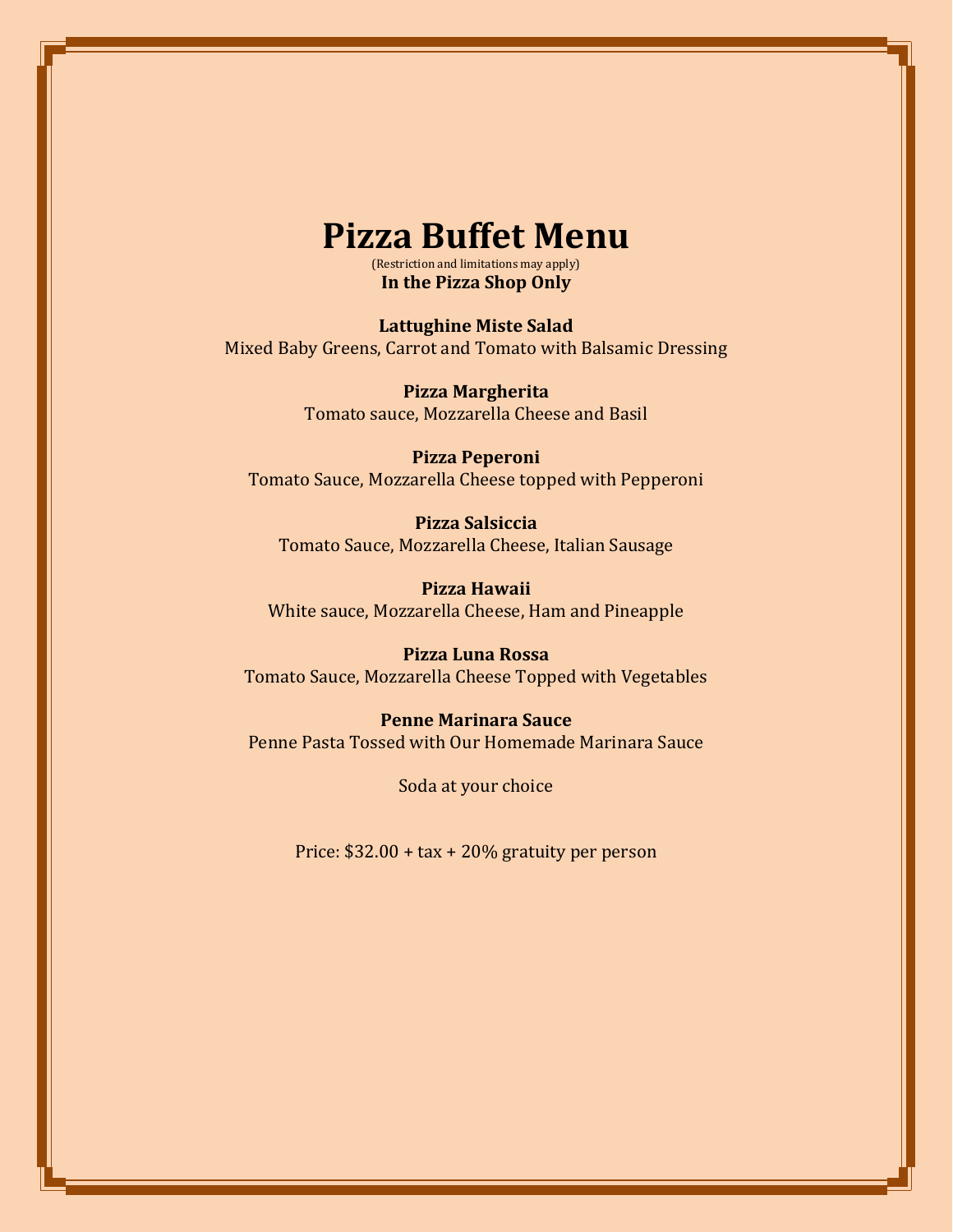# Pizza Buffet Menu

(Restriction and limitations may apply)

**In the Pizza Shop Only**

**Lattughine Miste Salad**
Mixed Baby Greens, Carrot and Tomato with Balsamic Dressing

**Pizza Margherita**
Tomato sauce, Mozzarella Cheese and Basil

**Pizza Peperoni**
Tomato Sauce, Mozzarella Cheese topped with Pepperoni

**Pizza Salsiccia**
Tomato Sauce, Mozzarella Cheese, Italian Sausage

**Pizza Hawaii**
White sauce, Mozzarella Cheese, Ham and Pineapple

**Pizza Luna Rossa**
Tomato Sauce, Mozzarella Cheese Topped with Vegetables

**Penne Marinara Sauce**
Penne Pasta Tossed with Our Homemade Marinara Sauce

Soda at your choice

Price: $32.00 + tax + 20% gratuity per person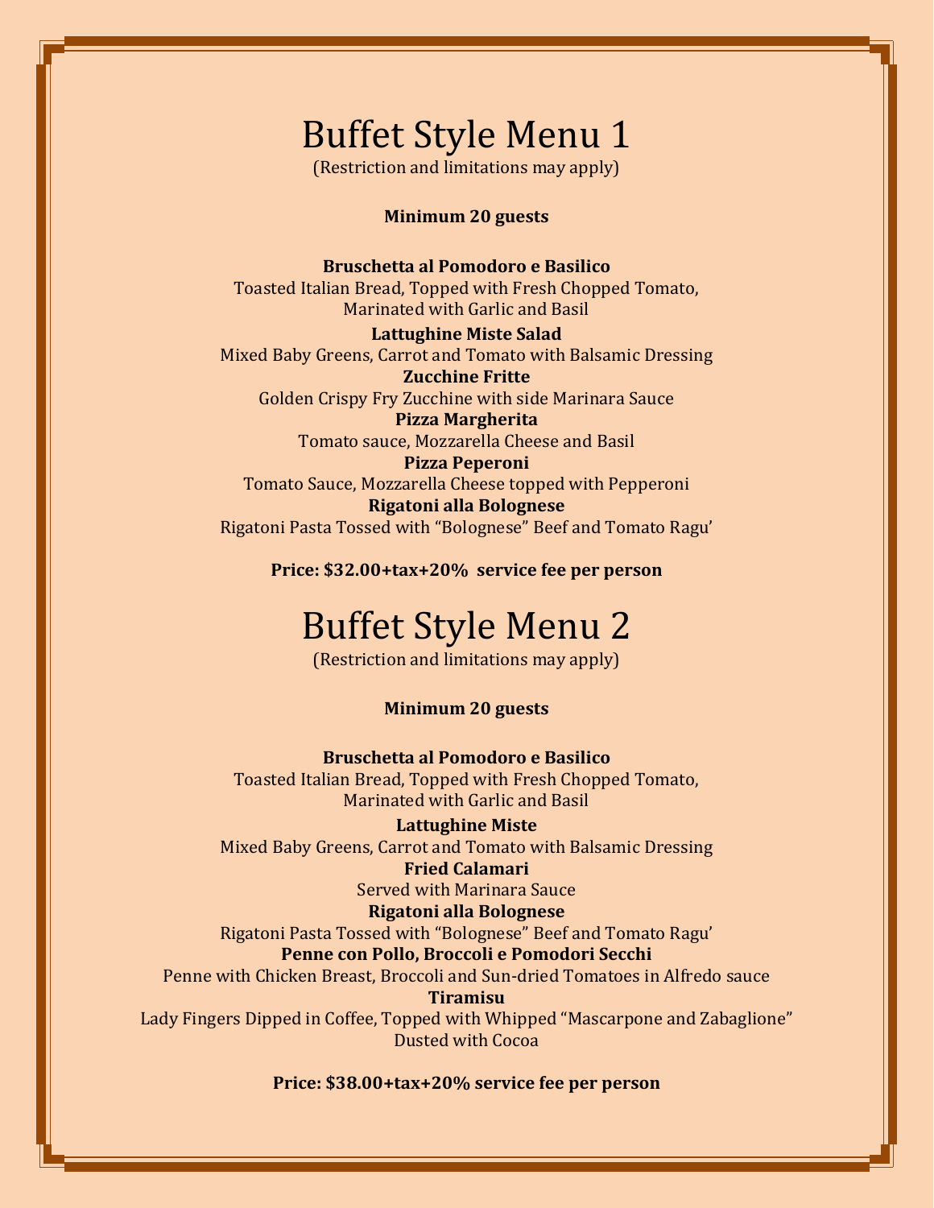# Buffet Style Menu 1

(Restriction and limitations may apply)

**Minimum 20 guests**

**Bruschetta al Pomodoro e Basilico**
Toasted Italian Bread, Topped with Fresh Chopped Tomato,
Marinated with Garlic and Basil

**Lattughine Miste Salad**
Mixed Baby Greens, Carrot and Tomato with Balsamic Dressing

**Zucchine Fritte**
Golden Crispy Fry Zucchine with side Marinara Sauce

**Pizza Margherita**
Tomato sauce, Mozzarella Cheese and Basil

**Pizza Peperoni**
Tomato Sauce, Mozzarella Cheese topped with Pepperoni

**Rigatoni alla Bolognese**
Rigatoni Pasta Tossed with "Bolognese" Beef and Tomato Ragu'

**Price: $32.00+tax+20% service fee per person**

# Buffet Style Menu 2

(Restriction and limitations may apply)

**Minimum 20 guests**

**Bruschetta al Pomodoro e Basilico**
Toasted Italian Bread, Topped with Fresh Chopped Tomato,
Marinated with Garlic and Basil

**Lattughine Miste**
Mixed Baby Greens, Carrot and Tomato with Balsamic Dressing

**Fried Calamari**
Served with Marinara Sauce

**Rigatoni alla Bolognese**
Rigatoni Pasta Tossed with "Bolognese" Beef and Tomato Ragu'

**Penne con Pollo, Broccoli e Pomodori Secchi**
Penne with Chicken Breast, Broccoli and Sun-dried Tomatoes in Alfredo sauce

**Tiramisu**
Lady Fingers Dipped in Coffee, Topped with Whipped "Mascarpone and Zabaglione"
Dusted with Cocoa

**Price: $38.00+tax+20% service fee per person**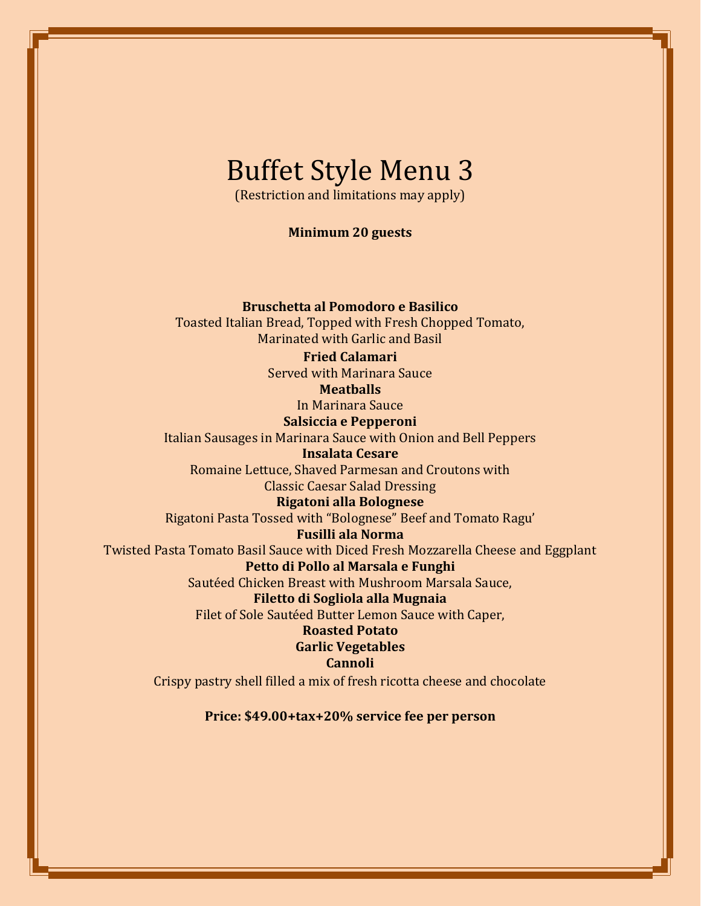# Buffet Style Menu 3

(Restriction and limitations may apply)

**Minimum 20 guests**

**Bruschetta al Pomodoro e Basilico**
Toasted Italian Bread, Topped with Fresh Chopped Tomato, Marinated with Garlic and Basil

**Fried Calamari**
Served with Marinara Sauce

**Meatballs**
In Marinara Sauce

**Salsiccia e Pepperoni**
Italian Sausages in Marinara Sauce with Onion and Bell Peppers

**Insalata Cesare**
Romaine Lettuce, Shaved Parmesan and Croutons with Classic Caesar Salad Dressing

**Rigatoni alla Bolognese**
Rigatoni Pasta Tossed with "Bolognese" Beef and Tomato Ragu'

**Fusilli ala Norma**
Twisted Pasta Tomato Basil Sauce with Diced Fresh Mozzarella Cheese and Eggplant

**Petto di Pollo al Marsala e Funghi**
Sautéed Chicken Breast with Mushroom Marsala Sauce,

**Filetto di Sogliola alla Mugnaia**
Filet of Sole Sautéed Butter Lemon Sauce with Caper,

**Roasted Potato**

**Garlic Vegetables**

**Cannoli**
Crispy pastry shell filled a mix of fresh ricotta cheese and chocolate

**Price: $49.00+tax+20% service fee per person**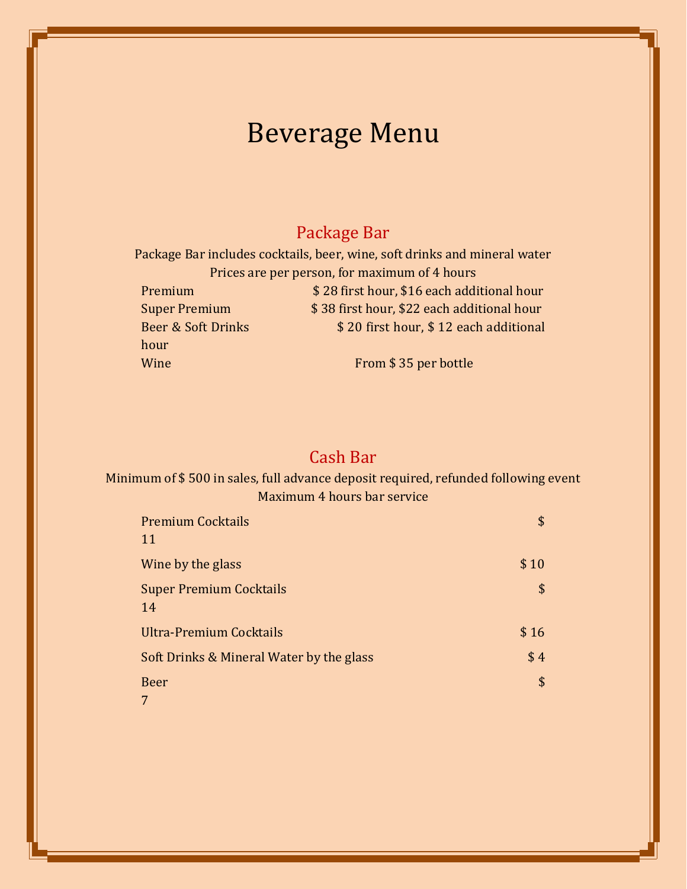# Beverage Menu

## Package Bar

Package Bar includes cocktails, beer, wine, soft drinks and mineral water

Prices are per person, for maximum of 4 hours

| | |
|---|---|
| Premium | $ 28 first hour, $16 each additional hour |
| Super Premium | $ 38 first hour, $22 each additional hour |
| Beer & Soft Drinks | $ 20 first hour, $ 12 each additional hour |
| Wine | From $ 35 per bottle |

## Cash Bar

Minimum of $ 500 in sales, full advance deposit required, refunded following event

Maximum 4 hours bar service

| | |
|---|---|
| Premium Cocktails | $ 11 |
| Wine by the glass | $ 10 |
| Super Premium Cocktails | $ 14 |
| Ultra-Premium Cocktails | $ 16 |
| Soft Drinks & Mineral Water by the glass | $ 4 |
| Beer | $ 7 |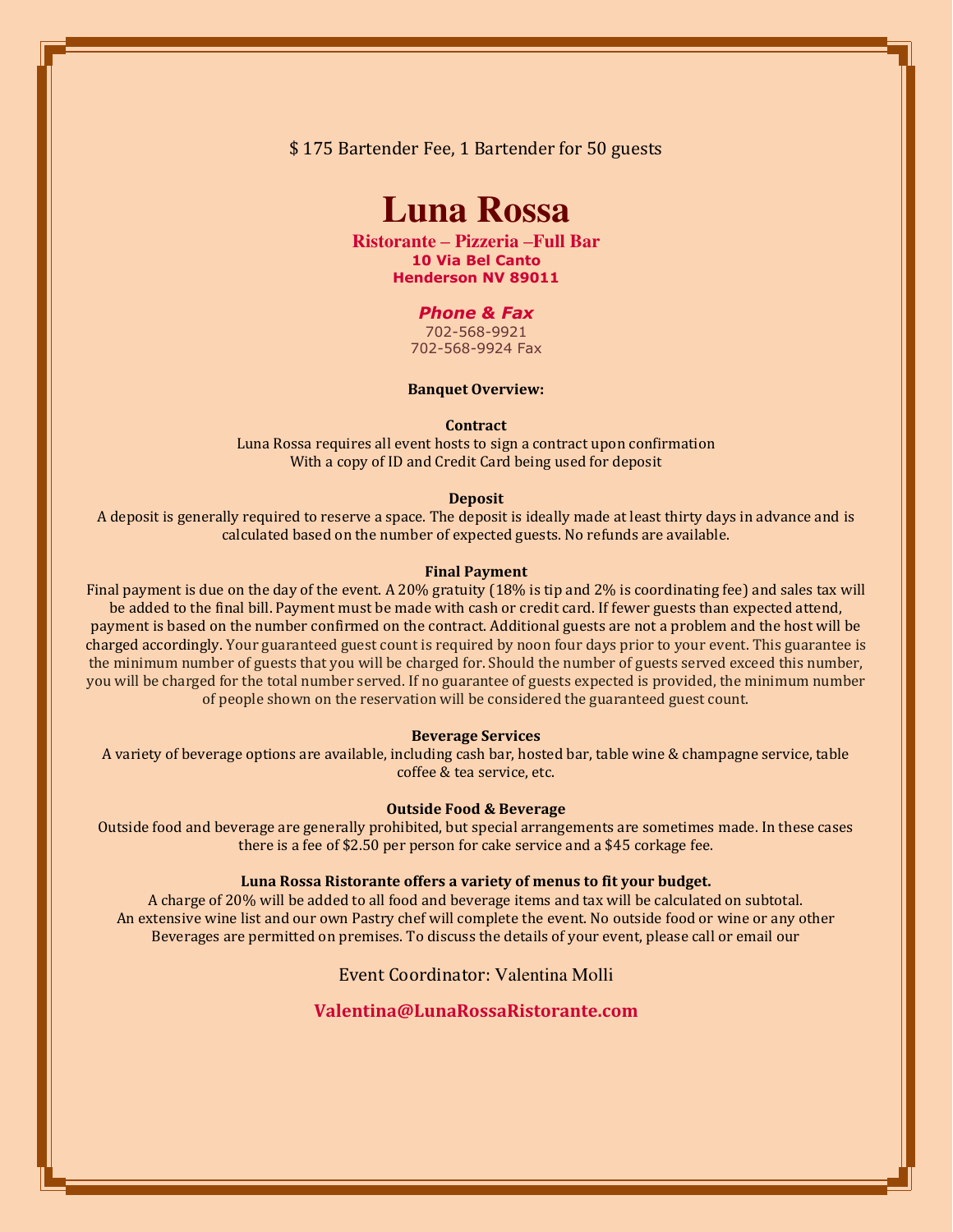$ 175 Bartender Fee, 1 Bartender for 50 guests

# Luna Rossa

**Ristorante – Pizzeria –Full Bar**
**10 Via Bel Canto**
**Henderson NV 89011**

***Phone & Fax***
702-568-9921
702-568-9924 Fax

**Banquet Overview:**

**Contract**
Luna Rossa requires all event hosts to sign a contract upon confirmation
With a copy of ID and Credit Card being used for deposit

**Deposit**
A deposit is generally required to reserve a space. The deposit is ideally made at least thirty days in advance and is calculated based on the number of expected guests. No refunds are available.

**Final Payment**
Final payment is due on the day of the event. A 20% gratuity (18% is tip and 2% is coordinating fee) and sales tax will be added to the final bill. Payment must be made with cash or credit card. If fewer guests than expected attend, payment is based on the number confirmed on the contract. Additional guests are not a problem and the host will be charged accordingly. Your guaranteed guest count is required by noon four days prior to your event. This guarantee is the minimum number of guests that you will be charged for. Should the number of guests served exceed this number, you will be charged for the total number served. If no guarantee of guests expected is provided, the minimum number of people shown on the reservation will be considered the guaranteed guest count.

**Beverage Services**
A variety of beverage options are available, including cash bar, hosted bar, table wine & champagne service, table coffee & tea service, etc.

**Outside Food & Beverage**
Outside food and beverage are generally prohibited, but special arrangements are sometimes made. In these cases there is a fee of $2.50 per person for cake service and a $45 corkage fee.

**Luna Rossa Ristorante offers a variety of menus to fit your budget.**
A charge of 20% will be added to all food and beverage items and tax will be calculated on subtotal.
An extensive wine list and our own Pastry chef will complete the event. No outside food or wine or any other Beverages are permitted on premises. To discuss the details of your event, please call or email our

Event Coordinator: Valentina Molli

**Valentina@LunaRossaRistorante.com**